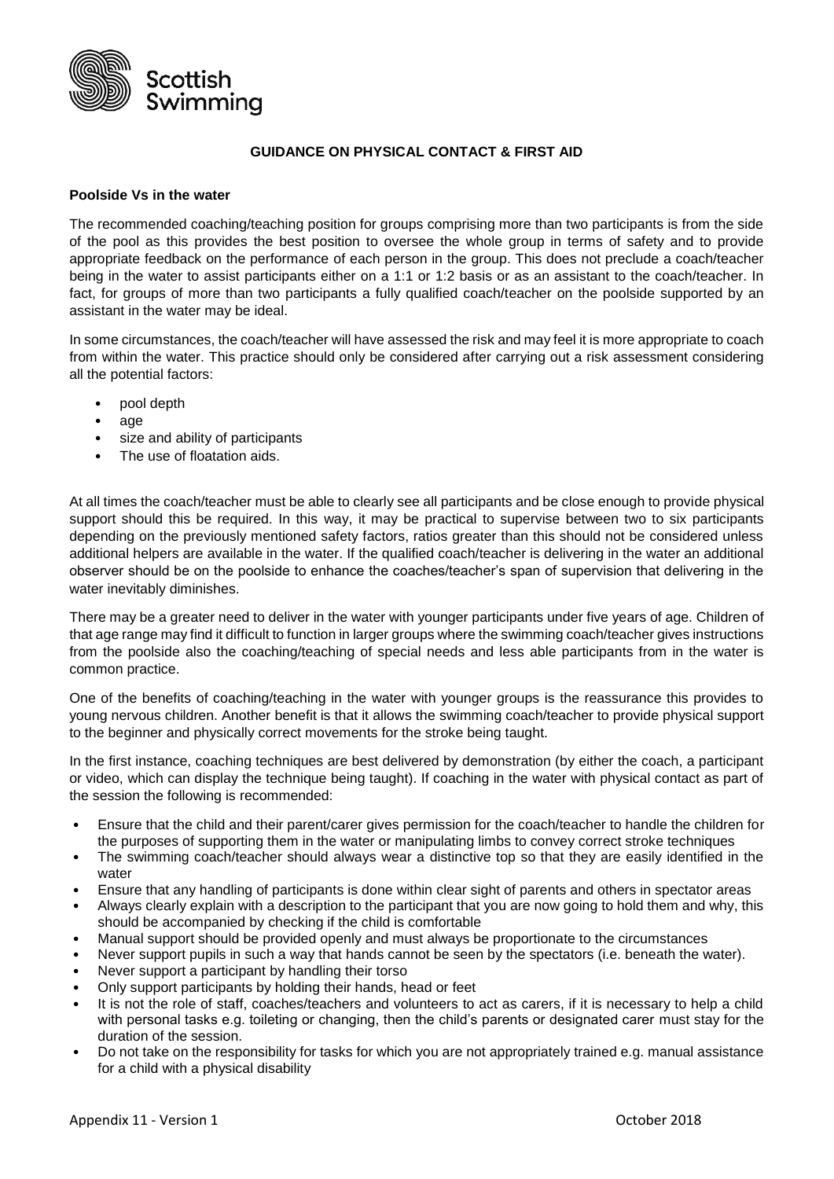## GUIDANCE ON PHYSICAL CONTACT & FIRST AID

### Poolside Vs in the water

The recommended coaching/teaching position for groups comprising more than two participants is from the side of the pool as this provides the best position to oversee the whole group in terms of safety and to provide appropriate feedback on the performance of each person in the group. This does not preclude a coach/teacher being in the water to assist participants either on a 1:1 or 1:2 basis or as an assistant to the coach/teacher. In fact, for groups of more than two participants a fully qualified coach/teacher on the poolside supported by an assistant in the water may be ideal.

In some circumstances, the coach/teacher will have assessed the risk and may feel it is more appropriate to coach from within the water. This practice should only be considered after carrying out a risk assessment considering all the potential factors:

- pool depth
- age
- size and ability of participants
- The use of floatation aids.

At all times the coach/teacher must be able to clearly see all participants and be close enough to provide physical support should this be required. In this way, it may be practical to supervise between two to six participants depending on the previously mentioned safety factors, ratios greater than this should not be considered unless additional helpers are available in the water. If the qualified coach/teacher is delivering in the water an additional observer should be on the poolside to enhance the coaches/teacher's span of supervision that delivering in the water inevitably diminishes.

There may be a greater need to deliver in the water with younger participants under five years of age. Children of that age range may find it difficult to function in larger groups where the swimming coach/teacher gives instructions from the poolside also the coaching/teaching of special needs and less able participants from in the water is common practice.

One of the benefits of coaching/teaching in the water with younger groups is the reassurance this provides to young nervous children. Another benefit is that it allows the swimming coach/teacher to provide physical support to the beginner and physically correct movements for the stroke being taught.

In the first instance, coaching techniques are best delivered by demonstration (by either the coach, a participant or video, which can display the technique being taught). If coaching in the water with physical contact as part of the session the following is recommended:

- Ensure that the child and their parent/carer gives permission for the coach/teacher to handle the children for the purposes of supporting them in the water or manipulating limbs to convey correct stroke techniques
- The swimming coach/teacher should always wear a distinctive top so that they are easily identified in the water
- Ensure that any handling of participants is done within clear sight of parents and others in spectator areas
- Always clearly explain with a description to the participant that you are now going to hold them and why, this should be accompanied by checking if the child is comfortable
- Manual support should be provided openly and must always be proportionate to the circumstances
- Never support pupils in such a way that hands cannot be seen by the spectators (i.e. beneath the water).
- Never support a participant by handling their torso
- Only support participants by holding their hands, head or feet
- It is not the role of staff, coaches/teachers and volunteers to act as carers, if it is necessary to help a child with personal tasks e.g. toileting or changing, then the child's parents or designated carer must stay for the duration of the session.
- Do not take on the responsibility for tasks for which you are not appropriately trained e.g. manual assistance for a child with a physical disability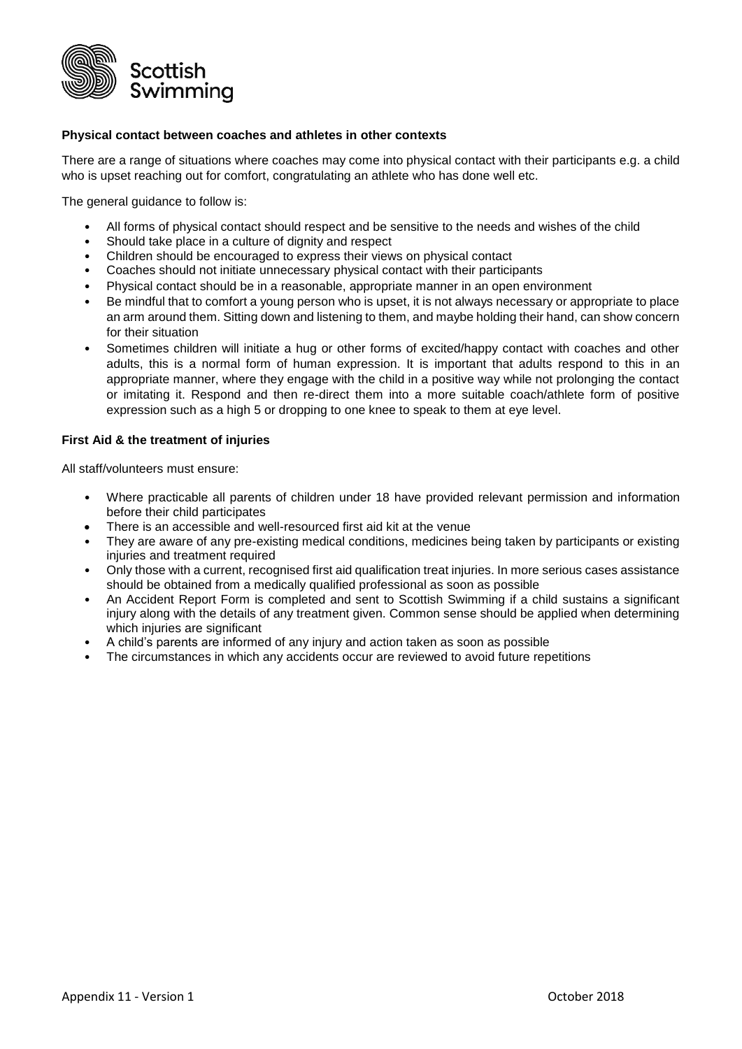**Physical contact between coaches and athletes in other contexts**

There are a range of situations where coaches may come into physical contact with their participants e.g. a child who is upset reaching out for comfort, congratulating an athlete who has done well etc.

The general guidance to follow is:

- All forms of physical contact should respect and be sensitive to the needs and wishes of the child
- Should take place in a culture of dignity and respect
- Children should be encouraged to express their views on physical contact
- Coaches should not initiate unnecessary physical contact with their participants
- Physical contact should be in a reasonable, appropriate manner in an open environment
- Be mindful that to comfort a young person who is upset, it is not always necessary or appropriate to place an arm around them. Sitting down and listening to them, and maybe holding their hand, can show concern for their situation
- Sometimes children will initiate a hug or other forms of excited/happy contact with coaches and other adults, this is a normal form of human expression. It is important that adults respond to this in an appropriate manner, where they engage with the child in a positive way while not prolonging the contact or imitating it. Respond and then re-direct them into a more suitable coach/athlete form of positive expression such as a high 5 or dropping to one knee to speak to them at eye level.

**First Aid & the treatment of injuries**

All staff/volunteers must ensure:

- Where practicable all parents of children under 18 have provided relevant permission and information before their child participates
- There is an accessible and well-resourced first aid kit at the venue
- They are aware of any pre-existing medical conditions, medicines being taken by participants or existing injuries and treatment required
- Only those with a current, recognised first aid qualification treat injuries. In more serious cases assistance should be obtained from a medically qualified professional as soon as possible
- An Accident Report Form is completed and sent to Scottish Swimming if a child sustains a significant injury along with the details of any treatment given. Common sense should be applied when determining which injuries are significant
- A child's parents are informed of any injury and action taken as soon as possible
- The circumstances in which any accidents occur are reviewed to avoid future repetitions